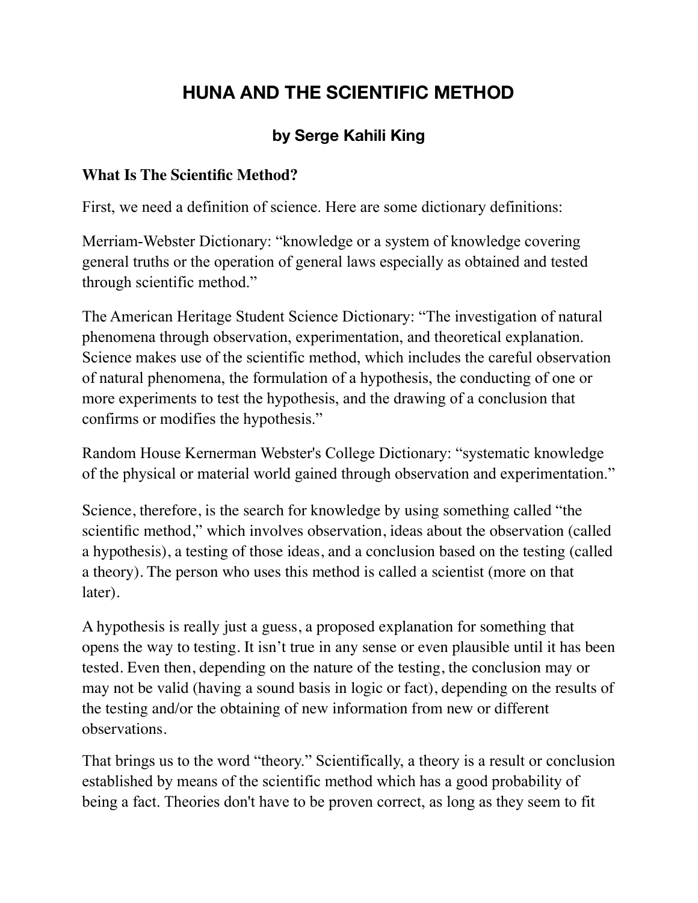# HUNA AND THE SCIENTIFIC METHOD

### by Serge Kahili King

**What Is The Scientific Method?**

First, we need a definition of science. Here are some dictionary definitions:

Merriam-Webster Dictionary: "knowledge or a system of knowledge covering general truths or the operation of general laws especially as obtained and tested through scientific method."

The American Heritage Student Science Dictionary: "The investigation of natural phenomena through observation, experimentation, and theoretical explanation. Science makes use of the scientific method, which includes the careful observation of natural phenomena, the formulation of a hypothesis, the conducting of one or more experiments to test the hypothesis, and the drawing of a conclusion that confirms or modifies the hypothesis."

Random House Kernerman Webster's College Dictionary: "systematic knowledge of the physical or material world gained through observation and experimentation."

Science, therefore, is the search for knowledge by using something called "the scientific method," which involves observation, ideas about the observation (called a hypothesis), a testing of those ideas, and a conclusion based on the testing (called a theory). The person who uses this method is called a scientist (more on that later).

A hypothesis is really just a guess, a proposed explanation for something that opens the way to testing. It isn't true in any sense or even plausible until it has been tested. Even then, depending on the nature of the testing, the conclusion may or may not be valid (having a sound basis in logic or fact), depending on the results of the testing and/or the obtaining of new information from new or different observations.

That brings us to the word "theory." Scientifically, a theory is a result or conclusion established by means of the scientific method which has a good probability of being a fact. Theories don't have to be proven correct, as long as they seem to fit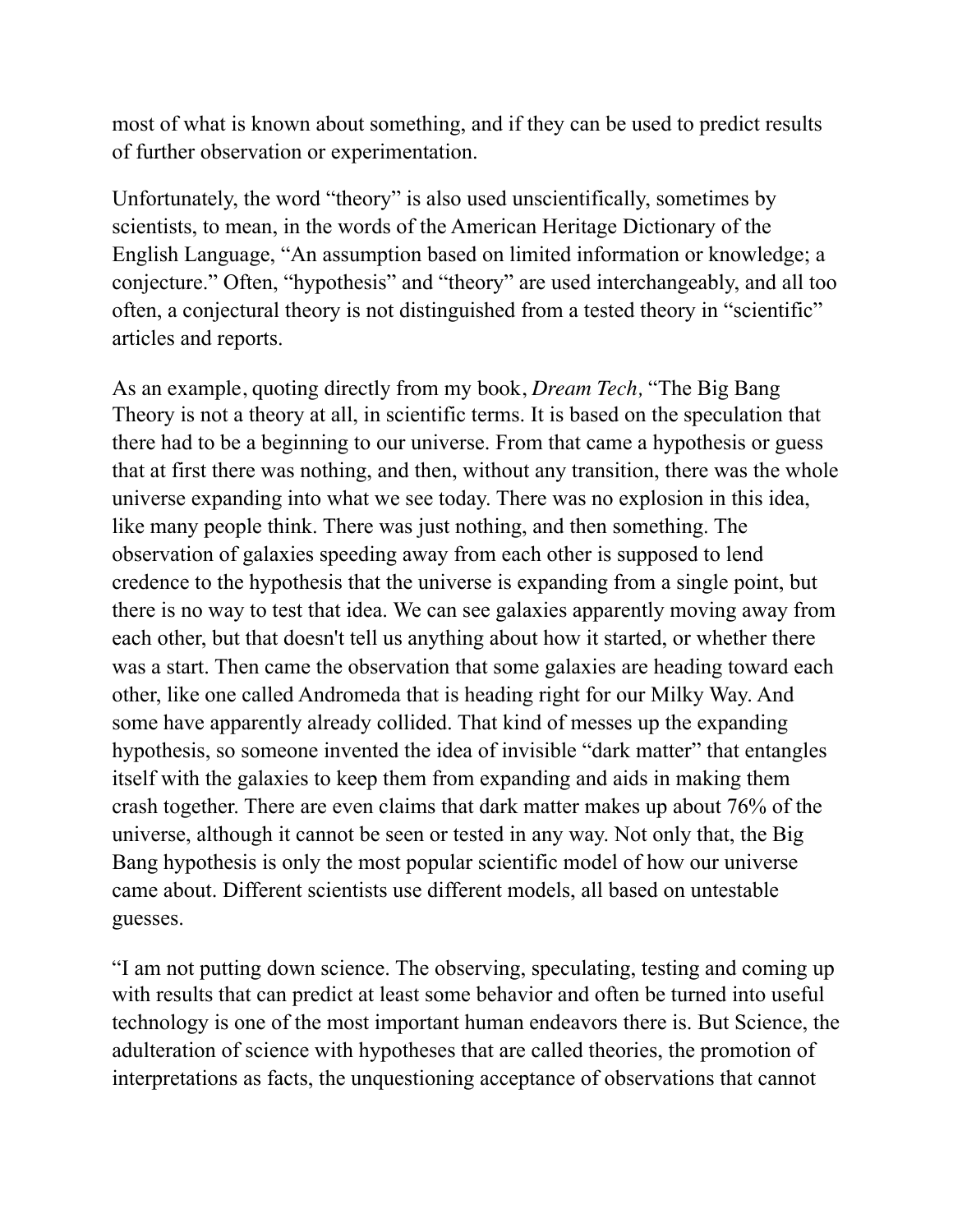most of what is known about something, and if they can be used to predict results of further observation or experimentation.

Unfortunately, the word "theory" is also used unscientifically, sometimes by scientists, to mean, in the words of the American Heritage Dictionary of the English Language, "An assumption based on limited information or knowledge; a conjecture." Often, "hypothesis" and "theory" are used interchangeably, and all too often, a conjectural theory is not distinguished from a tested theory in "scientific" articles and reports.

As an example, quoting directly from my book, *Dream Tech,* "The Big Bang Theory is not a theory at all, in scientific terms. It is based on the speculation that there had to be a beginning to our universe. From that came a hypothesis or guess that at first there was nothing, and then, without any transition, there was the whole universe expanding into what we see today. There was no explosion in this idea, like many people think. There was just nothing, and then something. The observation of galaxies speeding away from each other is supposed to lend credence to the hypothesis that the universe is expanding from a single point, but there is no way to test that idea. We can see galaxies apparently moving away from each other, but that doesn't tell us anything about how it started, or whether there was a start. Then came the observation that some galaxies are heading toward each other, like one called Andromeda that is heading right for our Milky Way. And some have apparently already collided. That kind of messes up the expanding hypothesis, so someone invented the idea of invisible "dark matter" that entangles itself with the galaxies to keep them from expanding and aids in making them crash together. There are even claims that dark matter makes up about 76% of the universe, although it cannot be seen or tested in any way. Not only that, the Big Bang hypothesis is only the most popular scientific model of how our universe came about. Different scientists use different models, all based on untestable guesses.

"I am not putting down science. The observing, speculating, testing and coming up with results that can predict at least some behavior and often be turned into useful technology is one of the most important human endeavors there is. But Science, the adulteration of science with hypotheses that are called theories, the promotion of interpretations as facts, the unquestioning acceptance of observations that cannot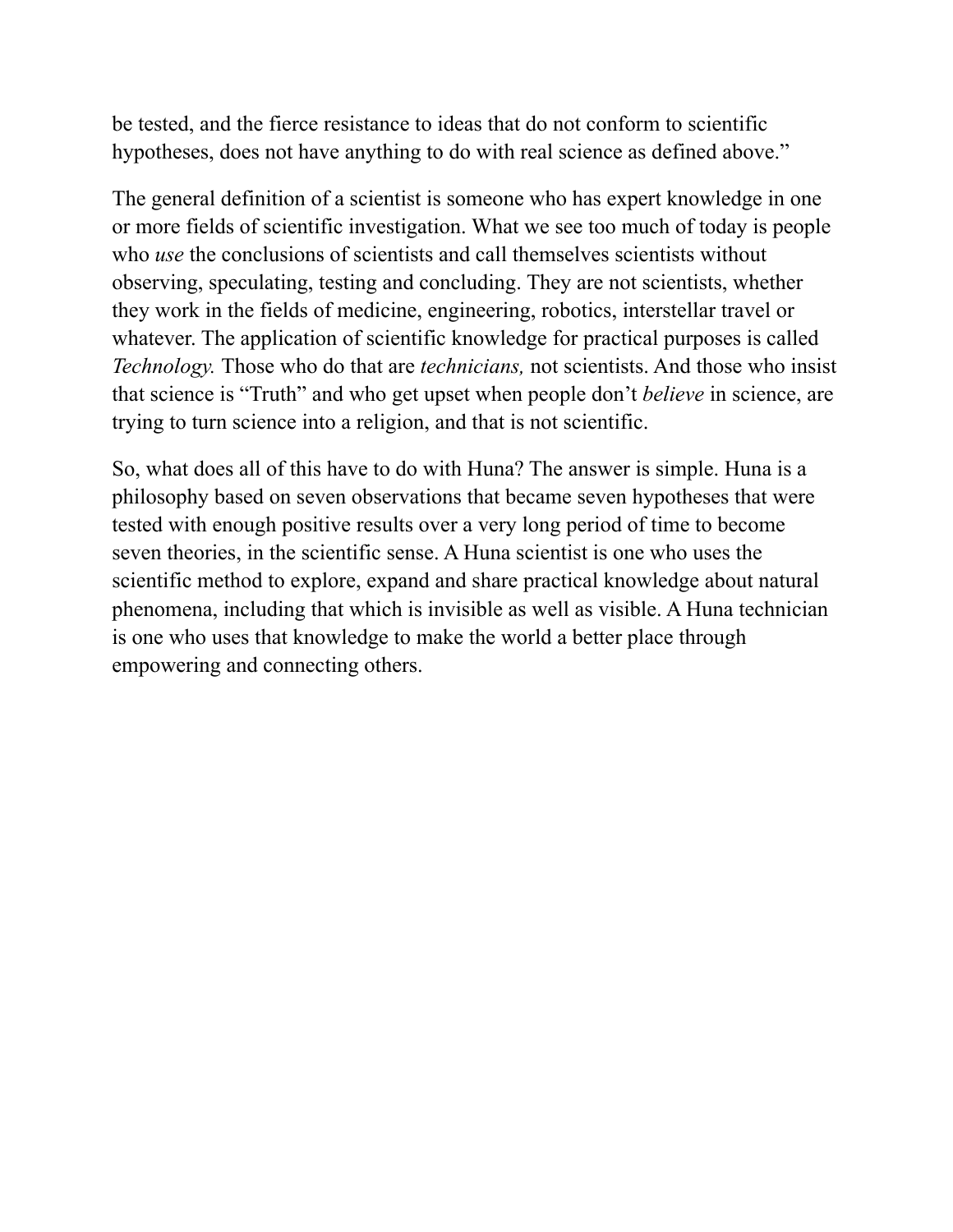be tested, and the fierce resistance to ideas that do not conform to scientific hypotheses, does not have anything to do with real science as defined above."

The general definition of a scientist is someone who has expert knowledge in one or more fields of scientific investigation. What we see too much of today is people who *use* the conclusions of scientists and call themselves scientists without observing, speculating, testing and concluding. They are not scientists, whether they work in the fields of medicine, engineering, robotics, interstellar travel or whatever. The application of scientific knowledge for practical purposes is called *Technology.* Those who do that are *technicians,* not scientists. And those who insist that science is "Truth" and who get upset when people don't *believe* in science, are trying to turn science into a religion, and that is not scientific.

So, what does all of this have to do with Huna? The answer is simple. Huna is a philosophy based on seven observations that became seven hypotheses that were tested with enough positive results over a very long period of time to become seven theories, in the scientific sense. A Huna scientist is one who uses the scientific method to explore, expand and share practical knowledge about natural phenomena, including that which is invisible as well as visible. A Huna technician is one who uses that knowledge to make the world a better place through empowering and connecting others.